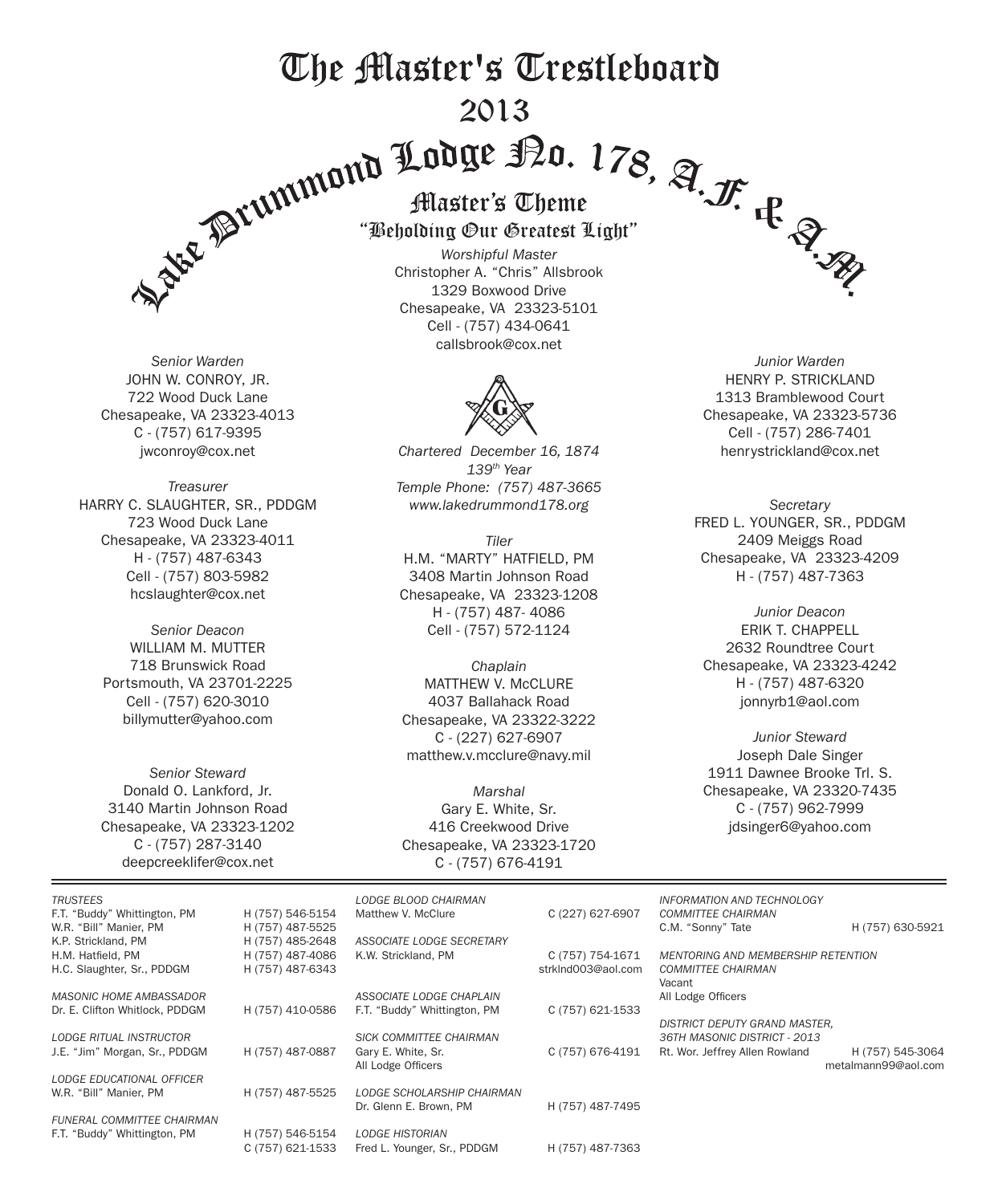# The Master's Trestleboard

## 2013

## Lake Drummond Lodge No. 178, A.F. & A.M.

### Master's Theme

### "Beholding Our Greatest Light"

*Worshipful Master*
Christopher A. "Chris" Allsbrook
1329 Boxwood Drive
Chesapeake, VA 23323-5101
Cell - (757) 434-0641
callsbrook@cox.net

*Chartered December 16, 1874*
*139th Year*
*Temple Phone: (757) 487-3665*
*www.lakedrummond178.org*

*Senior Warden*
JOHN W. CONROY, JR.
722 Wood Duck Lane
Chesapeake, VA 23323-4013
C - (757) 617-9395
jwconroy@cox.net

*Junior Warden*
HENRY P. STRICKLAND
1313 Bramblewood Court
Chesapeake, VA 23323-5736
Cell - (757) 286-7401
henrystrickland@cox.net

*Treasurer*
HARRY C. SLAUGHTER, SR., PDDGM
723 Wood Duck Lane
Chesapeake, VA 23323-4011
H - (757) 487-6343
Cell - (757) 803-5982
hcslaughter@cox.net

*Secretary*
FRED L. YOUNGER, SR., PDDGM
2409 Meiggs Road
Chesapeake, VA 23323-4209
H - (757) 487-7363

*Tiler*
H.M. "MARTY" HATFIELD, PM
3408 Martin Johnson Road
Chesapeake, VA 23323-1208
H - (757) 487- 4086
Cell - (757) 572-1124

*Senior Deacon*
WILLIAM M. MUTTER
718 Brunswick Road
Portsmouth, VA 23701-2225
Cell - (757) 620-3010
billymutter@yahoo.com

*Junior Deacon*
ERIK T. CHAPPELL
2632 Roundtree Court
Chesapeake, VA 23323-4242
H - (757) 487-6320
jonnyrb1@aol.com

*Chaplain*
MATTHEW V. McCLURE
4037 Ballahack Road
Chesapeake, VA 23322-3222
C - (227) 627-6907
matthew.v.mcclure@navy.mil

*Senior Steward*
Donald O. Lankford, Jr.
3140 Martin Johnson Road
Chesapeake, VA 23323-1202
C - (757) 287-3140
deepcreeklifer@cox.net

*Junior Steward*
Joseph Dale Singer
1911 Dawnee Brooke Trl. S.
Chesapeake, VA 23320-7435
C - (757) 962-7999
jdsinger6@yahoo.com

*Marshal*
Gary E. White, Sr.
416 Creekwood Drive
Chesapeake, VA 23323-1720
C - (757) 676-4191

---

*TRUSTEES*
F.T. "Buddy" Whittington, PM — H (757) 546-5154
W.R. "Bill" Manier, PM — H (757) 487-5525
K.P. Strickland, PM — H (757) 485-2648
H.M. Hatfield, PM — H (757) 487-4086
H.C. Slaughter, Sr., PDDGM — H (757) 487-6343

*MASONIC HOME AMBASSADOR*
Dr. E. Clifton Whitlock, PDDGM — H (757) 410-0586

*LODGE RITUAL INSTRUCTOR*
J.E. "Jim" Morgan, Sr., PDDGM — H (757) 487-0887

*LODGE EDUCATIONAL OFFICER*
W.R. "Bill" Manier, PM — H (757) 487-5525

*FUNERAL COMMITTEE CHAIRMAN*
F.T. "Buddy" Whittington, PM — H (757) 546-5154, C (757) 621-1533

*LODGE BLOOD CHAIRMAN*
Matthew V. McClure — C (227) 627-6907

*ASSOCIATE LODGE SECRETARY*
K.W. Strickland, PM — C (757) 754-1671, strklnd003@aol.com

*ASSOCIATE LODGE CHAPLAIN*
F.T. "Buddy" Whittington, PM — C (757) 621-1533

*SICK COMMITTEE CHAIRMAN*
Gary E. White, Sr. — C (757) 676-4191
All Lodge Officers

*LODGE SCHOLARSHIP CHAIRMAN*
Dr. Glenn E. Brown, PM — H (757) 487-7495

*LODGE HISTORIAN*
Fred L. Younger, Sr., PDDGM — H (757) 487-7363

*INFORMATION AND TECHNOLOGY COMMITTEE CHAIRMAN*
C.M. "Sonny" Tate — H (757) 630-5921

*MENTORING AND MEMBERSHIP RETENTION COMMITTEE CHAIRMAN*
Vacant
All Lodge Officers

*DISTRICT DEPUTY GRAND MASTER, 36TH MASONIC DISTRICT - 2013*
Rt. Wor. Jeffrey Allen Rowland — H (757) 545-3064, metalmann99@aol.com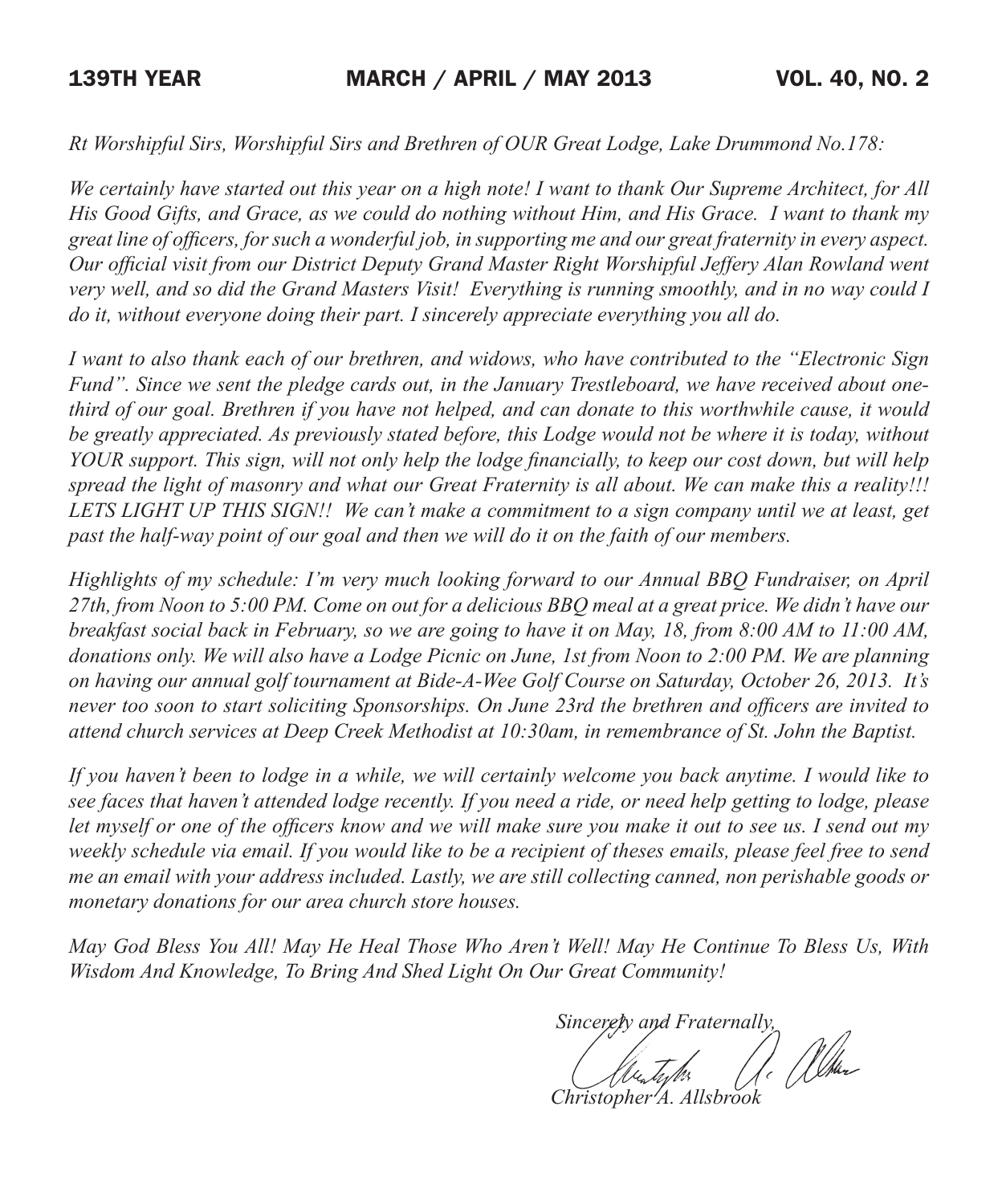*Rt Worshipful Sirs, Worshipful Sirs and Brethren of OUR Great Lodge, Lake Drummond No.178:*

*We certainly have started out this year on a high note! I want to thank Our Supreme Architect, for All His Good Gifts, and Grace, as we could do nothing without Him, and His Grace. I want to thank my great line of officers, for such a wonderful job, in supporting me and our great fraternity in every aspect. Our official visit from our District Deputy Grand Master Right Worshipful Jeffery Alan Rowland went very well, and so did the Grand Masters Visit! Everything is running smoothly, and in no way could I do it, without everyone doing their part. I sincerely appreciate everything you all do.*

*I want to also thank each of our brethren, and widows, who have contributed to the "Electronic Sign Fund". Since we sent the pledge cards out, in the January Trestleboard, we have received about one-third of our goal. Brethren if you have not helped, and can donate to this worthwhile cause, it would be greatly appreciated. As previously stated before, this Lodge would not be where it is today, without YOUR support. This sign, will not only help the lodge financially, to keep our cost down, but will help spread the light of masonry and what our Great Fraternity is all about. We can make this a reality!!! LETS LIGHT UP THIS SIGN!! We can't make a commitment to a sign company until we at least, get past the half-way point of our goal and then we will do it on the faith of our members.*

*Highlights of my schedule: I'm very much looking forward to our Annual BBQ Fundraiser, on April 27th, from Noon to 5:00 PM. Come on out for a delicious BBQ meal at a great price. We didn't have our breakfast social back in February, so we are going to have it on May, 18, from 8:00 AM to 11:00 AM, donations only. We will also have a Lodge Picnic on June, 1st from Noon to 2:00 PM. We are planning on having our annual golf tournament at Bide-A-Wee Golf Course on Saturday, October 26, 2013. It's never too soon to start soliciting Sponsorships. On June 23rd the brethren and officers are invited to attend church services at Deep Creek Methodist at 10:30am, in remembrance of St. John the Baptist.*

*If you haven't been to lodge in a while, we will certainly welcome you back anytime. I would like to see faces that haven't attended lodge recently. If you need a ride, or need help getting to lodge, please let myself or one of the officers know and we will make sure you make it out to see us. I send out my weekly schedule via email. If you would like to be a recipient of theses emails, please feel free to send me an email with your address included. Lastly, we are still collecting canned, non perishable goods or monetary donations for our area church store houses.*

*May God Bless You All! May He Heal Those Who Aren't Well! May He Continue To Bless Us, With Wisdom And Knowledge, To Bring And Shed Light On Our Great Community!*

*Sincerely and Fraternally,*

*Christopher A. Allsbrook*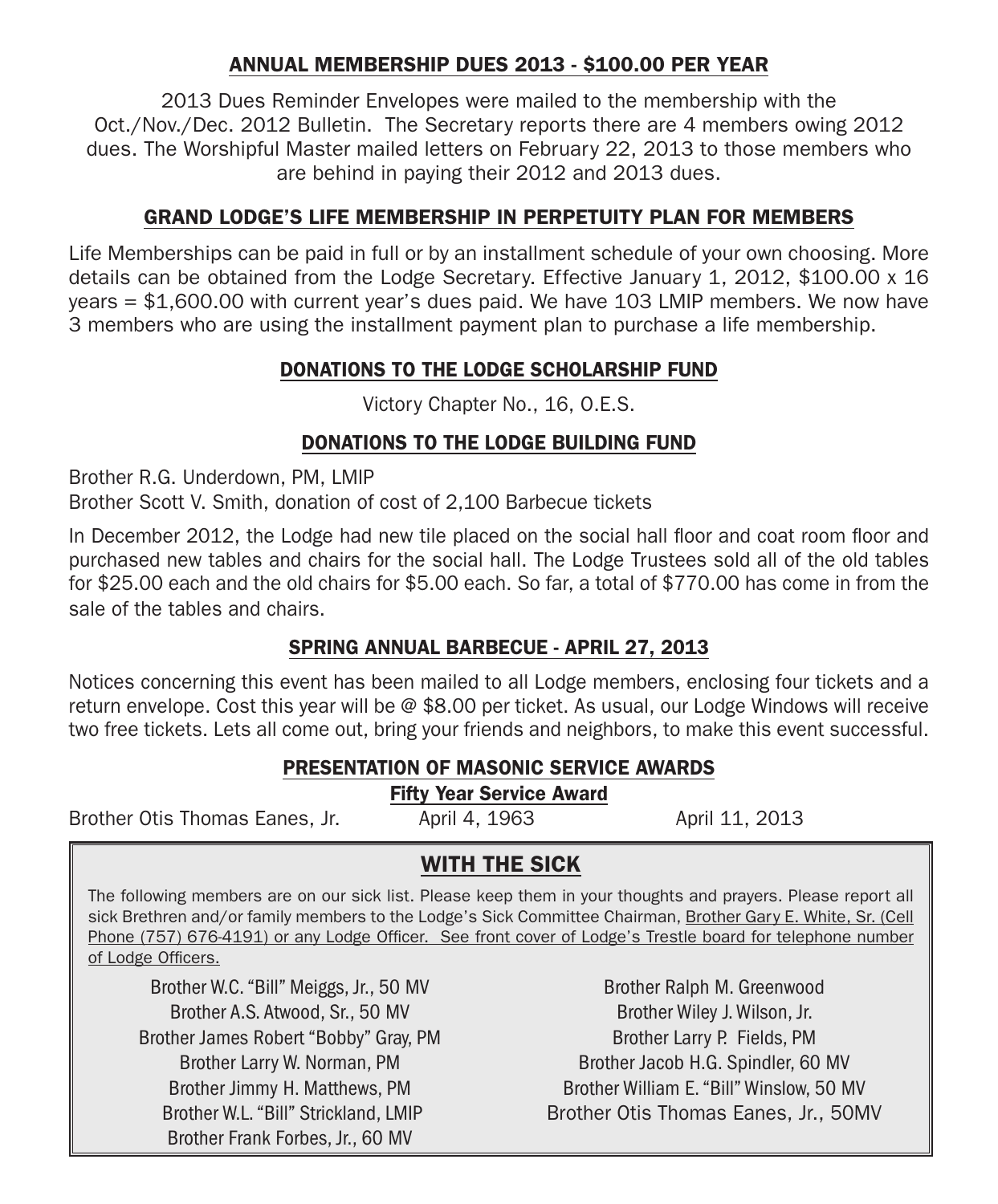## ANNUAL MEMBERSHIP DUES 2013 - $100.00 PER YEAR

2013 Dues Reminder Envelopes were mailed to the membership with the Oct./Nov./Dec. 2012 Bulletin. The Secretary reports there are 4 members owing 2012 dues. The Worshipful Master mailed letters on February 22, 2013 to those members who are behind in paying their 2012 and 2013 dues.

## GRAND LODGE'S LIFE MEMBERSHIP IN PERPETUITY PLAN FOR MEMBERS

Life Memberships can be paid in full or by an installment schedule of your own choosing. More details can be obtained from the Lodge Secretary. Effective January 1, 2012, $100.00 x 16 years = $1,600.00 with current year's dues paid. We have 103 LMIP members. We now have 3 members who are using the installment payment plan to purchase a life membership.

## DONATIONS TO THE LODGE SCHOLARSHIP FUND

Victory Chapter No., 16, O.E.S.

## DONATIONS TO THE LODGE BUILDING FUND

Brother R.G. Underdown, PM, LMIP
Brother Scott V. Smith, donation of cost of 2,100 Barbecue tickets

In December 2012, the Lodge had new tile placed on the social hall floor and coat room floor and purchased new tables and chairs for the social hall. The Lodge Trustees sold all of the old tables for $25.00 each and the old chairs for $5.00 each. So far, a total of $770.00 has come in from the sale of the tables and chairs.

## SPRING ANNUAL BARBECUE - APRIL 27, 2013

Notices concerning this event has been mailed to all Lodge members, enclosing four tickets and a return envelope. Cost this year will be @ $8.00 per ticket. As usual, our Lodge Windows will receive two free tickets. Lets all come out, bring your friends and neighbors, to make this event successful.

## PRESENTATION OF MASONIC SERVICE AWARDS

### Fifty Year Service Award

| | | |
|---|---|---|
| Brother Otis Thomas Eanes, Jr. | April 4, 1963 | April 11, 2013 |

## WITH THE SICK

The following members are on our sick list. Please keep them in your thoughts and prayers. Please report all sick Brethren and/or family members to the Lodge's Sick Committee Chairman, Brother Gary E. White, Sr. (Cell Phone (757) 676-4191) or any Lodge Officer. See front cover of Lodge's Trestle board for telephone number of Lodge Officers.

Brother W.C. "Bill" Meiggs, Jr., 50 MV
Brother A.S. Atwood, Sr., 50 MV
Brother James Robert "Bobby" Gray, PM
Brother Larry W. Norman, PM
Brother Jimmy H. Matthews, PM
Brother W.L. "Bill" Strickland, LMIP
Brother Frank Forbes, Jr., 60 MV
Brother Ralph M. Greenwood
Brother Wiley J. Wilson, Jr.
Brother Larry P. Fields, PM
Brother Jacob H.G. Spindler, 60 MV
Brother William E. "Bill" Winslow, 50 MV
Brother Otis Thomas Eanes, Jr., 50MV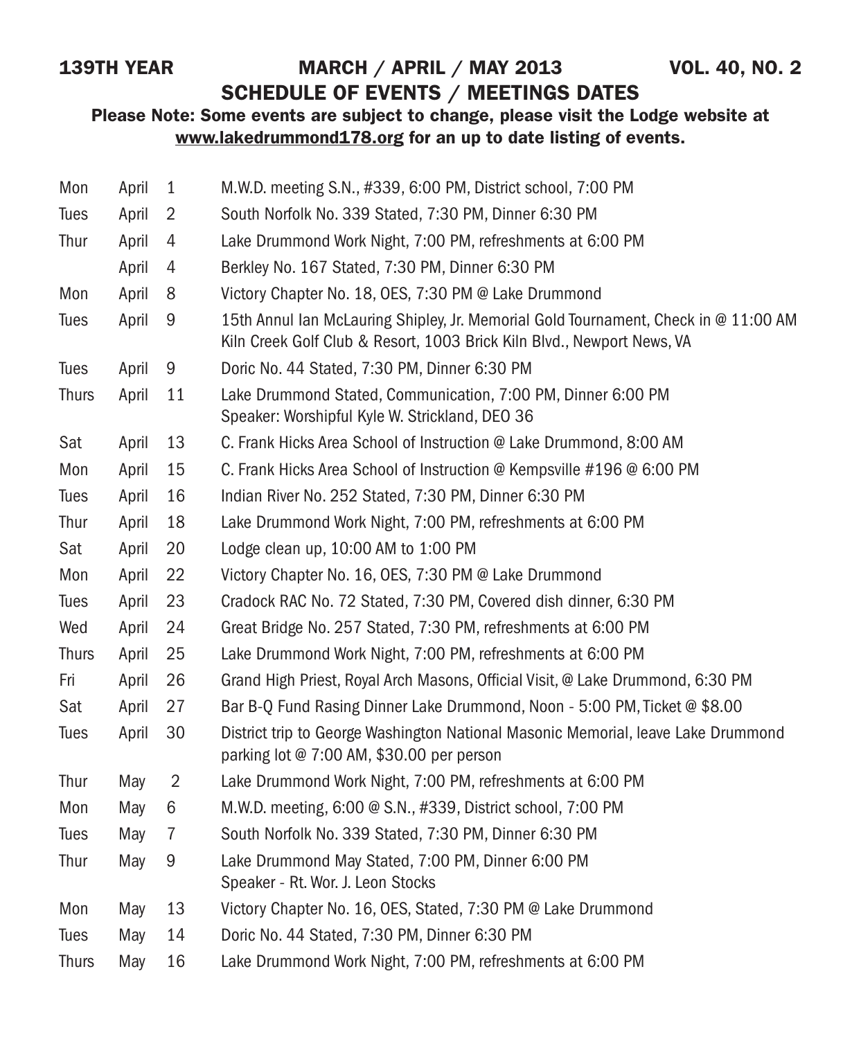**139TH YEAR** **MARCH / APRIL / MAY 2013** **VOL. 40, NO. 2**

## SCHEDULE OF EVENTS / MEETINGS DATES

**Please Note: Some events are subject to change, please visit the Lodge website at www.lakedrummond178.org for an up to date listing of events.**

| | | | |
|---|---|---|---|
| Mon | April | 1 | M.W.D. meeting S.N., #339, 6:00 PM, District school, 7:00 PM |
| Tues | April | 2 | South Norfolk No. 339 Stated, 7:30 PM, Dinner 6:30 PM |
| Thur | April | 4 | Lake Drummond Work Night, 7:00 PM, refreshments at 6:00 PM |
| | April | 4 | Berkley No. 167 Stated, 7:30 PM, Dinner 6:30 PM |
| Mon | April | 8 | Victory Chapter No. 18, OES, 7:30 PM @ Lake Drummond |
| Tues | April | 9 | 15th Annul Ian McLauring Shipley, Jr. Memorial Gold Tournament, Check in @ 11:00 AM Kiln Creek Golf Club & Resort, 1003 Brick Kiln Blvd., Newport News, VA |
| Tues | April | 9 | Doric No. 44 Stated, 7:30 PM, Dinner 6:30 PM |
| Thurs | April | 11 | Lake Drummond Stated, Communication, 7:00 PM, Dinner 6:00 PM Speaker: Worshipful Kyle W. Strickland, DEO 36 |
| Sat | April | 13 | C. Frank Hicks Area School of Instruction @ Lake Drummond, 8:00 AM |
| Mon | April | 15 | C. Frank Hicks Area School of Instruction @ Kempsville #196 @ 6:00 PM |
| Tues | April | 16 | Indian River No. 252 Stated, 7:30 PM, Dinner 6:30 PM |
| Thur | April | 18 | Lake Drummond Work Night, 7:00 PM, refreshments at 6:00 PM |
| Sat | April | 20 | Lodge clean up, 10:00 AM to 1:00 PM |
| Mon | April | 22 | Victory Chapter No. 16, OES, 7:30 PM @ Lake Drummond |
| Tues | April | 23 | Cradock RAC No. 72 Stated, 7:30 PM, Covered dish dinner, 6:30 PM |
| Wed | April | 24 | Great Bridge No. 257 Stated, 7:30 PM, refreshments at 6:00 PM |
| Thurs | April | 25 | Lake Drummond Work Night, 7:00 PM, refreshments at 6:00 PM |
| Fri | April | 26 | Grand High Priest, Royal Arch Masons, Official Visit, @ Lake Drummond, 6:30 PM |
| Sat | April | 27 | Bar B-Q Fund Rasing Dinner Lake Drummond, Noon - 5:00 PM, Ticket @ $8.00 |
| Tues | April | 30 | District trip to George Washington National Masonic Memorial, leave Lake Drummond parking lot @ 7:00 AM, $30.00 per person |
| Thur | May | 2 | Lake Drummond Work Night, 7:00 PM, refreshments at 6:00 PM |
| Mon | May | 6 | M.W.D. meeting, 6:00 @ S.N., #339, District school, 7:00 PM |
| Tues | May | 7 | South Norfolk No. 339 Stated, 7:30 PM, Dinner 6:30 PM |
| Thur | May | 9 | Lake Drummond May Stated, 7:00 PM, Dinner 6:00 PM Speaker - Rt. Wor. J. Leon Stocks |
| Mon | May | 13 | Victory Chapter No. 16, OES, Stated, 7:30 PM @ Lake Drummond |
| Tues | May | 14 | Doric No. 44 Stated, 7:30 PM, Dinner 6:30 PM |
| Thurs | May | 16 | Lake Drummond Work Night, 7:00 PM, refreshments at 6:00 PM |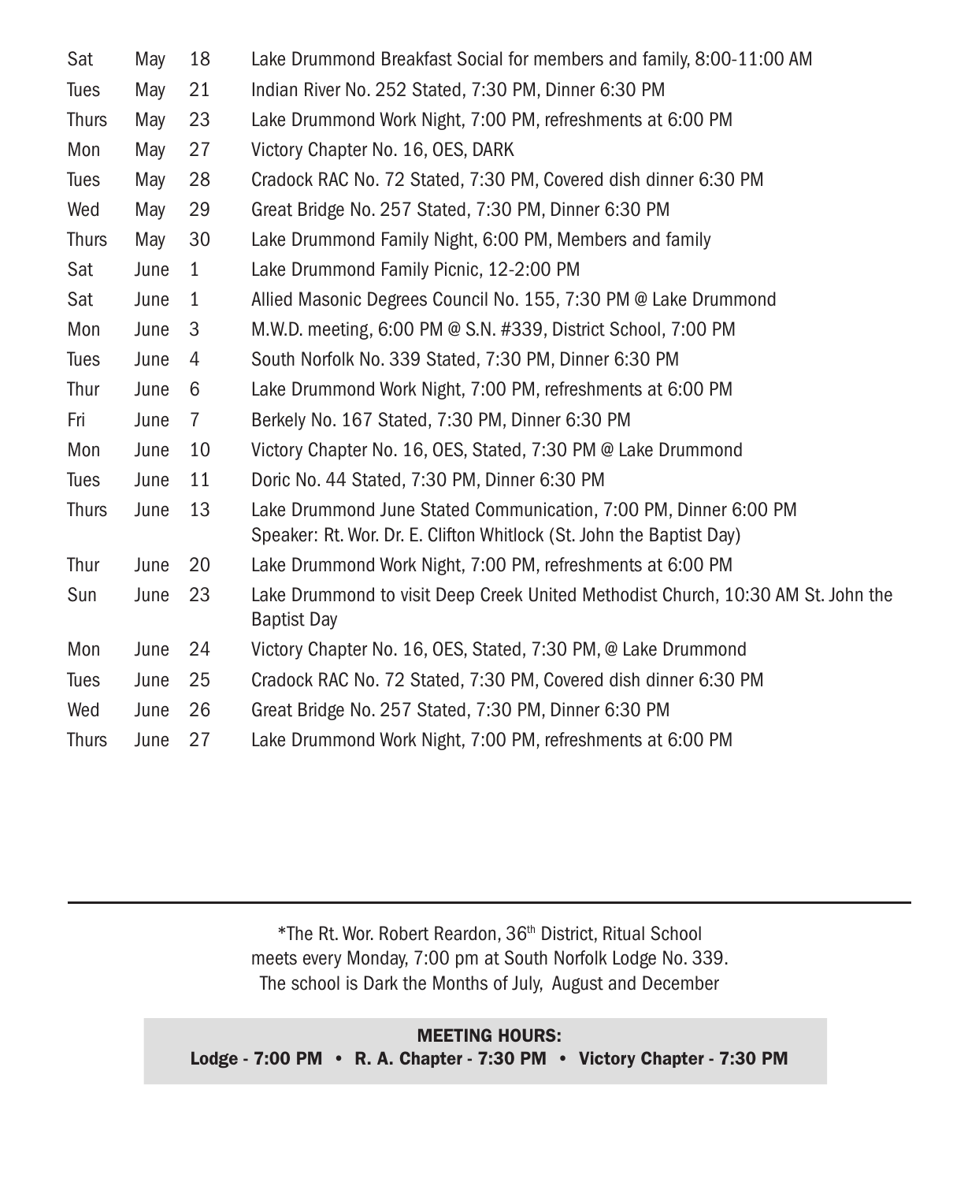| | | | |
|---|---|---|---|
| Sat | May | 18 | Lake Drummond Breakfast Social for members and family, 8:00-11:00 AM |
| Tues | May | 21 | Indian River No. 252 Stated, 7:30 PM, Dinner 6:30 PM |
| Thurs | May | 23 | Lake Drummond Work Night, 7:00 PM, refreshments at 6:00 PM |
| Mon | May | 27 | Victory Chapter No. 16, OES, DARK |
| Tues | May | 28 | Cradock RAC No. 72 Stated, 7:30 PM, Covered dish dinner 6:30 PM |
| Wed | May | 29 | Great Bridge No. 257 Stated, 7:30 PM, Dinner 6:30 PM |
| Thurs | May | 30 | Lake Drummond Family Night, 6:00 PM, Members and family |
| Sat | June | 1 | Lake Drummond Family Picnic, 12-2:00 PM |
| Sat | June | 1 | Allied Masonic Degrees Council No. 155, 7:30 PM @ Lake Drummond |
| Mon | June | 3 | M.W.D. meeting, 6:00 PM @ S.N. #339, District School, 7:00 PM |
| Tues | June | 4 | South Norfolk No. 339 Stated, 7:30 PM, Dinner 6:30 PM |
| Thur | June | 6 | Lake Drummond Work Night, 7:00 PM, refreshments at 6:00 PM |
| Fri | June | 7 | Berkely No. 167 Stated, 7:30 PM, Dinner 6:30 PM |
| Mon | June | 10 | Victory Chapter No. 16, OES, Stated, 7:30 PM @ Lake Drummond |
| Tues | June | 11 | Doric No. 44 Stated, 7:30 PM, Dinner 6:30 PM |
| Thurs | June | 13 | Lake Drummond June Stated Communication, 7:00 PM, Dinner 6:00 PM Speaker: Rt. Wor. Dr. E. Clifton Whitlock (St. John the Baptist Day) |
| Thur | June | 20 | Lake Drummond Work Night, 7:00 PM, refreshments at 6:00 PM |
| Sun | June | 23 | Lake Drummond to visit Deep Creek United Methodist Church, 10:30 AM St. John the Baptist Day |
| Mon | June | 24 | Victory Chapter No. 16, OES, Stated, 7:30 PM, @ Lake Drummond |
| Tues | June | 25 | Cradock RAC No. 72 Stated, 7:30 PM, Covered dish dinner 6:30 PM |
| Wed | June | 26 | Great Bridge No. 257 Stated, 7:30 PM, Dinner 6:30 PM |
| Thurs | June | 27 | Lake Drummond Work Night, 7:00 PM, refreshments at 6:00 PM |

---

*The Rt. Wor. Robert Reardon, 36th District, Ritual School
meets every Monday, 7:00 pm at South Norfolk Lodge No. 339.
The school is Dark the Months of July, August and December

**MEETING HOURS:**
**Lodge - 7:00 PM • R. A. Chapter - 7:30 PM • Victory Chapter - 7:30 PM**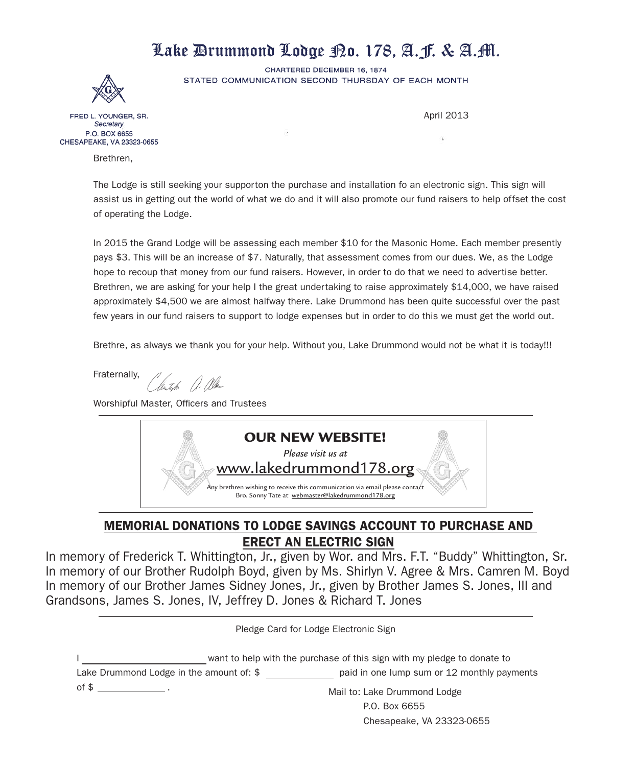# Lake Drummond Lodge No. 178, A.F. & A.M.

CHARTERED DECEMBER 16, 1874
STATED COMMUNICATION SECOND THURSDAY OF EACH MONTH

FRED L. YOUNGER, SR.
*Secretary*
P.O. BOX 6655
CHESAPEAKE, VA 23323-0655

April 2013

Brethren,

The Lodge is still seeking your supporton the purchase and installation fo an electronic sign. This sign will assist us in getting out the world of what we do and it will also promote our fund raisers to help offset the cost of operating the Lodge.

In 2015 the Grand Lodge will be assessing each member $10 for the Masonic Home. Each member presently pays $3. This will be an increase of $7. Naturally, that assessment comes from our dues. We, as the Lodge hope to recoup that money from our fund raisers. However, in order to do that we need to advertise better. Brethren, we are asking for your help I the great undertaking to raise approximately $14,000, we have raised approximately $4,500 we are almost halfway there. Lake Drummond has been quite successful over the past few years in our fund raisers to support to lodge expenses but in order to do this we must get the world out.

Brethre, as always we thank you for your help. Without you, Lake Drummond would not be what it is today!!!

Fraternally,

Worshipful Master, Officers and Trustees

---

**OUR NEW WEBSITE!**

*Please visit us at*

www.lakedrummond178.org

Any brethren wishing to receive this communication via email please contact Bro. Sonny Tate at webmaster@lakedrummond178.org

---

## MEMORIAL DONATIONS TO LODGE SAVINGS ACCOUNT TO PURCHASE AND ERECT AN ELECTRIC SIGN

In memory of Frederick T. Whittington, Jr., given by Wor. and Mrs. F.T. "Buddy" Whittington, Sr.
In memory of our Brother Rudolph Boyd, given by Ms. Shirlyn V. Agree & Mrs. Camren M. Boyd
In memory of our Brother James Sidney Jones, Jr., given by Brother James S. Jones, III and Grandsons, James S. Jones, IV, Jeffrey D. Jones & Richard T. Jones

---

Pledge Card for Lodge Electronic Sign

I ________________________ want to help with the purchase of this sign with my pledge to donate to Lake Drummond Lodge in the amount of: $ ____________ paid in one lump sum or 12 monthly payments of $ ____________ .

Mail to: Lake Drummond Lodge
P.O. Box 6655
Chesapeake, VA 23323-0655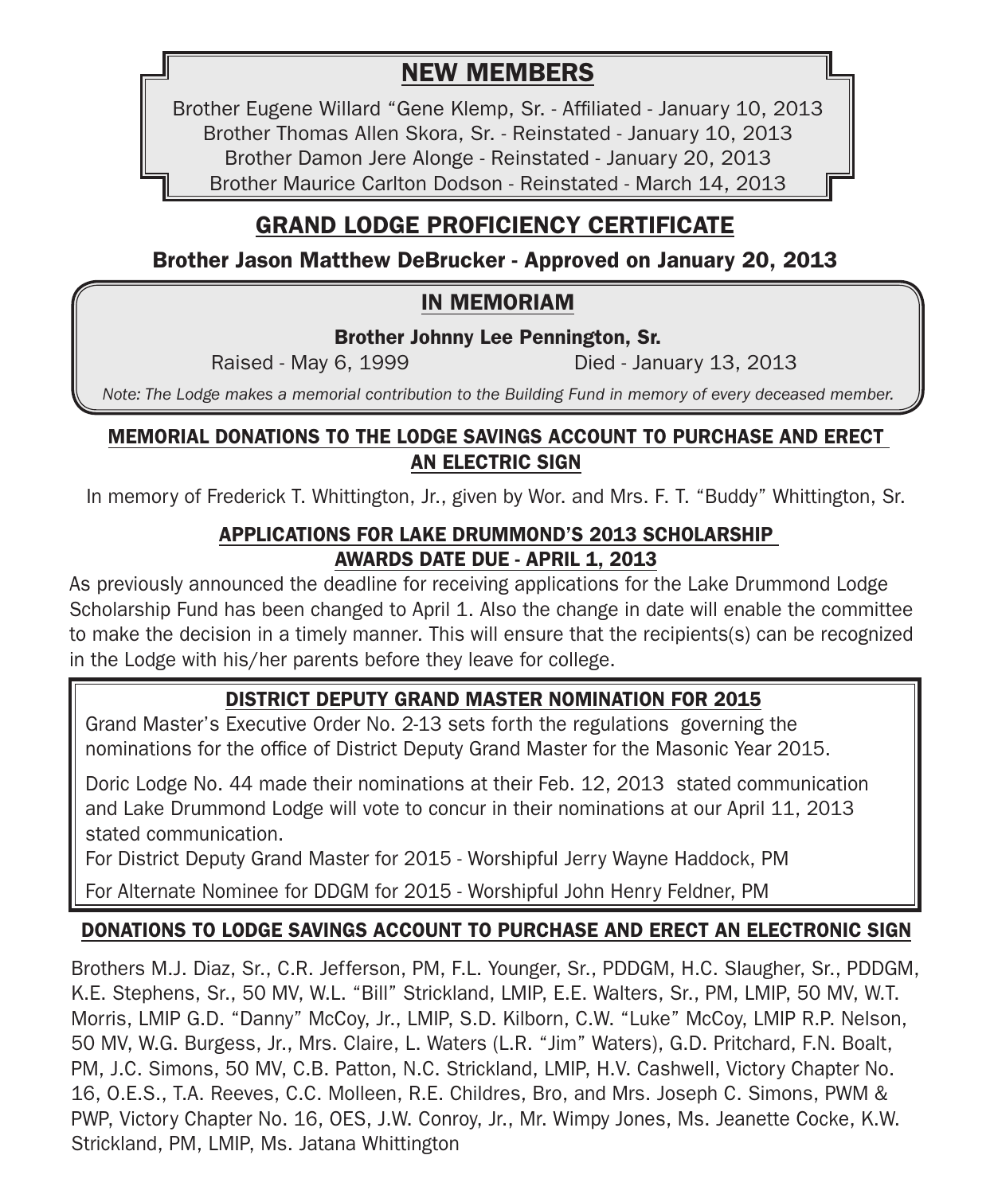## NEW MEMBERS

Brother Eugene Willard "Gene Klemp, Sr. - Affiliated - January 10, 2013
Brother Thomas Allen Skora, Sr. - Reinstated - January 10, 2013
Brother Damon Jere Alonge - Reinstated - January 20, 2013
Brother Maurice Carlton Dodson - Reinstated - March 14, 2013

## GRAND LODGE PROFICIENCY CERTIFICATE

**Brother Jason Matthew DeBrucker - Approved on January 20, 2013**

## IN MEMORIAM

**Brother Johnny Lee Pennington, Sr.**

Raised - May 6, 1999 Died - January 13, 2013

*Note: The Lodge makes a memorial contribution to the Building Fund in memory of every deceased member.*

## MEMORIAL DONATIONS TO THE LODGE SAVINGS ACCOUNT TO PURCHASE AND ERECT AN ELECTRIC SIGN

In memory of Frederick T. Whittington, Jr., given by Wor. and Mrs. F. T. "Buddy" Whittington, Sr.

## APPLICATIONS FOR LAKE DRUMMOND'S 2013 SCHOLARSHIP AWARDS DATE DUE - APRIL 1, 2013

As previously announced the deadline for receiving applications for the Lake Drummond Lodge Scholarship Fund has been changed to April 1. Also the change in date will enable the committee to make the decision in a timely manner. This will ensure that the recipients(s) can be recognized in the Lodge with his/her parents before they leave for college.

## DISTRICT DEPUTY GRAND MASTER NOMINATION FOR 2015

Grand Master's Executive Order No. 2-13 sets forth the regulations governing the nominations for the office of District Deputy Grand Master for the Masonic Year 2015.

Doric Lodge No. 44 made their nominations at their Feb. 12, 2013 stated communication and Lake Drummond Lodge will vote to concur in their nominations at our April 11, 2013 stated communication.

For District Deputy Grand Master for 2015 - Worshipful Jerry Wayne Haddock, PM

For Alternate Nominee for DDGM for 2015 - Worshipful John Henry Feldner, PM

## DONATIONS TO LODGE SAVINGS ACCOUNT TO PURCHASE AND ERECT AN ELECTRONIC SIGN

Brothers M.J. Diaz, Sr., C.R. Jefferson, PM, F.L. Younger, Sr., PDDGM, H.C. Slaughter, Sr., PDDGM, K.E. Stephens, Sr., 50 MV, W.L. "Bill" Strickland, LMIP, E.E. Walters, Sr., PM, LMIP, 50 MV, W.T. Morris, LMIP G.D. "Danny" McCoy, Jr., LMIP, S.D. Kilborn, C.W. "Luke" McCoy, LMIP R.P. Nelson, 50 MV, W.G. Burgess, Jr., Mrs. Claire, L. Waters (L.R. "Jim" Waters), G.D. Pritchard, F.N. Boalt, PM, J.C. Simons, 50 MV, C.B. Patton, N.C. Strickland, LMIP, H.V. Cashwell, Victory Chapter No. 16, O.E.S., T.A. Reeves, C.C. Molleen, R.E. Childres, Bro, and Mrs. Joseph C. Simons, PWM & PWP, Victory Chapter No. 16, OES, J.W. Conroy, Jr., Mr. Wimpy Jones, Ms. Jeanette Cocke, K.W. Strickland, PM, LMIP, Ms. Jatana Whittington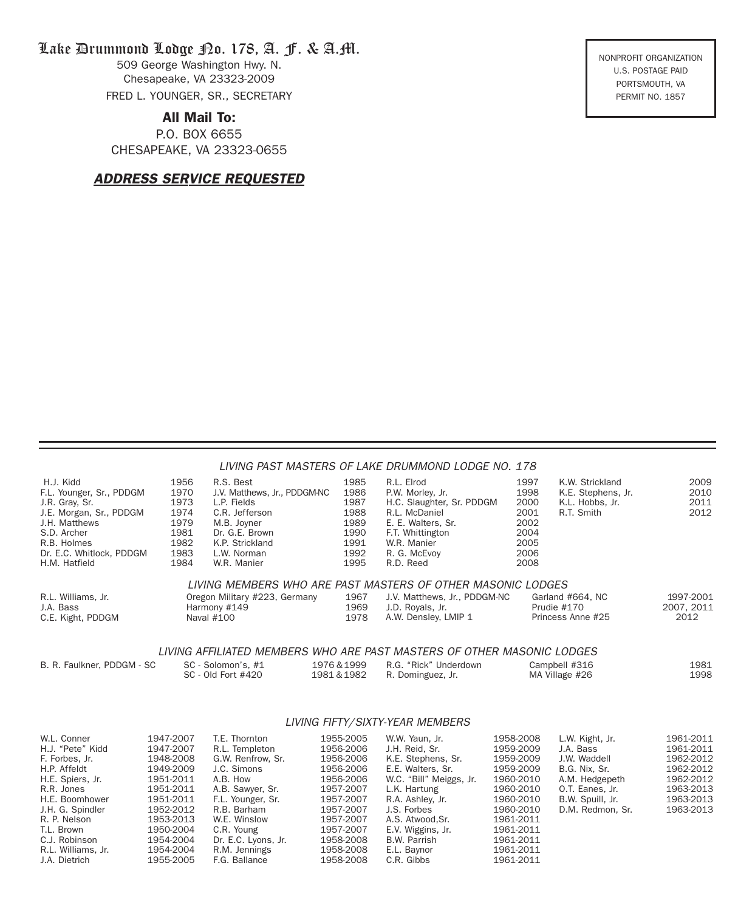# Lake Drummond Lodge No. 178, A. F. & A.M.

509 George Washington Hwy. N.
Chesapeake, VA 23323-2009
FRED L. YOUNGER, SR., SECRETARY

**All Mail To:**
P.O. BOX 6655
CHESAPEAKE, VA 23323-0655

***ADDRESS SERVICE REQUESTED***

NONPROFIT ORGANIZATION
U.S. POSTAGE PAID
PORTSMOUTH, VA
PERMIT NO. 1857

---

*LIVING PAST MASTERS OF LAKE DRUMMOND LODGE NO. 178*

| | | | | | | | |
|---|---|---|---|---|---|---|---|
| H.J. Kidd | 1956 | R.S. Best | 1985 | R.L. Elrod | 1997 | K.W. Strickland | 2009 |
| F.L. Younger, Sr., PDDGM | 1970 | J.V. Matthews, Jr., PDDGM-NC | 1986 | P.W. Morley, Jr. | 1998 | K.E. Stephens, Jr. | 2010 |
| J.R. Gray, Sr. | 1973 | L.P. Fields | 1987 | H.C. Slaughter, Sr. PDDGM | 2000 | K.L. Hobbs, Jr. | 2011 |
| J.E. Morgan, Sr., PDDGM | 1974 | C.R. Jefferson | 1988 | R.L. McDaniel | 2001 | R.T. Smith | 2012 |
| J.H. Matthews | 1979 | M.B. Joyner | 1989 | E. E. Walters, Sr. | 2002 | | |
| S.D. Archer | 1981 | Dr. G.E. Brown | 1990 | F.T. Whittington | 2004 | | |
| R.B. Holmes | 1982 | K.P. Strickland | 1991 | W.R. Manier | 2005 | | |
| Dr. E.C. Whitlock, PDDGM | 1983 | L.W. Norman | 1992 | R. G. McEvoy | 2006 | | |
| H.M. Hatfield | 1984 | W.R. Manier | 1995 | R.D. Reed | 2008 | | |

*LIVING MEMBERS WHO ARE PAST MASTERS OF OTHER MASONIC LODGES*

| | | | | | |
|---|---|---|---|---|---|
| R.L. Williams, Jr. | Oregon Military #223, Germany | 1967 | J.V. Matthews, Jr., PDDGM-NC | Garland #664, NC | 1997-2001 |
| J.A. Bass | Harmony #149 | 1969 | J.D. Royals, Jr. | Prudie #170 | 2007, 2011 |
| C.E. Kight, PDDGM | Naval #100 | 1978 | A.W. Densley, LMIP 1 | Princess Anne #25 | 2012 |

*LIVING AFFILIATED MEMBERS WHO ARE PAST MASTERS OF OTHER MASONIC LODGES*

| | | | | | |
|---|---|---|---|---|---|
| B. R. Faulkner, PDDGM - SC | SC - Solomon's, #1 | 1976 & 1999 | R.G. "Rick" Underdown | Campbell #316 | 1981 |
| | SC - Old Fort #420 | 1981 & 1982 | R. Dominguez, Jr. | MA Village #26 | 1998 |

*LIVING FIFTY/SIXTY-YEAR MEMBERS*

| | | | | | | | |
|---|---|---|---|---|---|---|---|
| W.L. Conner | 1947-2007 | T.E. Thornton | 1955-2005 | W.W. Yaun, Jr. | 1958-2008 | L.W. Kight, Jr. | 1961-2011 |
| H.J. "Pete" Kidd | 1947-2007 | R.L. Templeton | 1956-2006 | J.H. Reid, Sr. | 1959-2009 | J.A. Bass | 1961-2011 |
| F. Forbes, Jr. | 1948-2008 | G.W. Renfrow, Sr. | 1956-2006 | K.E. Stephens, Sr. | 1959-2009 | J.W. Waddell | 1962-2012 |
| H.P. Affeldt | 1949-2009 | J.C. Simons | 1956-2006 | E.E. Walters, Sr. | 1959-2009 | B.G. Nix, Sr. | 1962-2012 |
| H.E. Spiers, Jr. | 1951-2011 | A.B. How | 1956-2006 | W.C. "Bill" Meiggs, Jr. | 1960-2010 | A.M. Hedgepeth | 1962-2012 |
| R.R. Jones | 1951-2011 | A.B. Sawyer, Sr. | 1957-2007 | L.K. Hartung | 1960-2010 | O.T. Eanes, Jr. | 1963-2013 |
| H.E. Boomhower | 1951-2011 | F.L. Younger, Sr. | 1957-2007 | R.A. Ashley, Jr. | 1960-2010 | B.W. Spuill, Jr. | 1963-2013 |
| J.H. G. Spindler | 1952-2012 | R.B. Barham | 1957-2007 | J.S. Forbes | 1960-2010 | D.M. Redmon, Sr. | 1963-2013 |
| R. P. Nelson | 1953-2013 | W.E. Winslow | 1957-2007 | A.S. Atwood,Sr. | 1961-2011 | | |
| T.L. Brown | 1950-2004 | C.R. Young | 1957-2007 | E.V. Wiggins, Jr. | 1961-2011 | | |
| C.J. Robinson | 1954-2004 | Dr. E.C. Lyons, Jr. | 1958-2008 | B.W. Parrish | 1961-2011 | | |
| R.L. Williams, Jr. | 1954-2004 | R.M. Jennings | 1958-2008 | E.L. Baynor | 1961-2011 | | |
| J.A. Dietrich | 1955-2005 | F.G. Ballance | 1958-2008 | C.R. Gibbs | 1961-2011 | | |